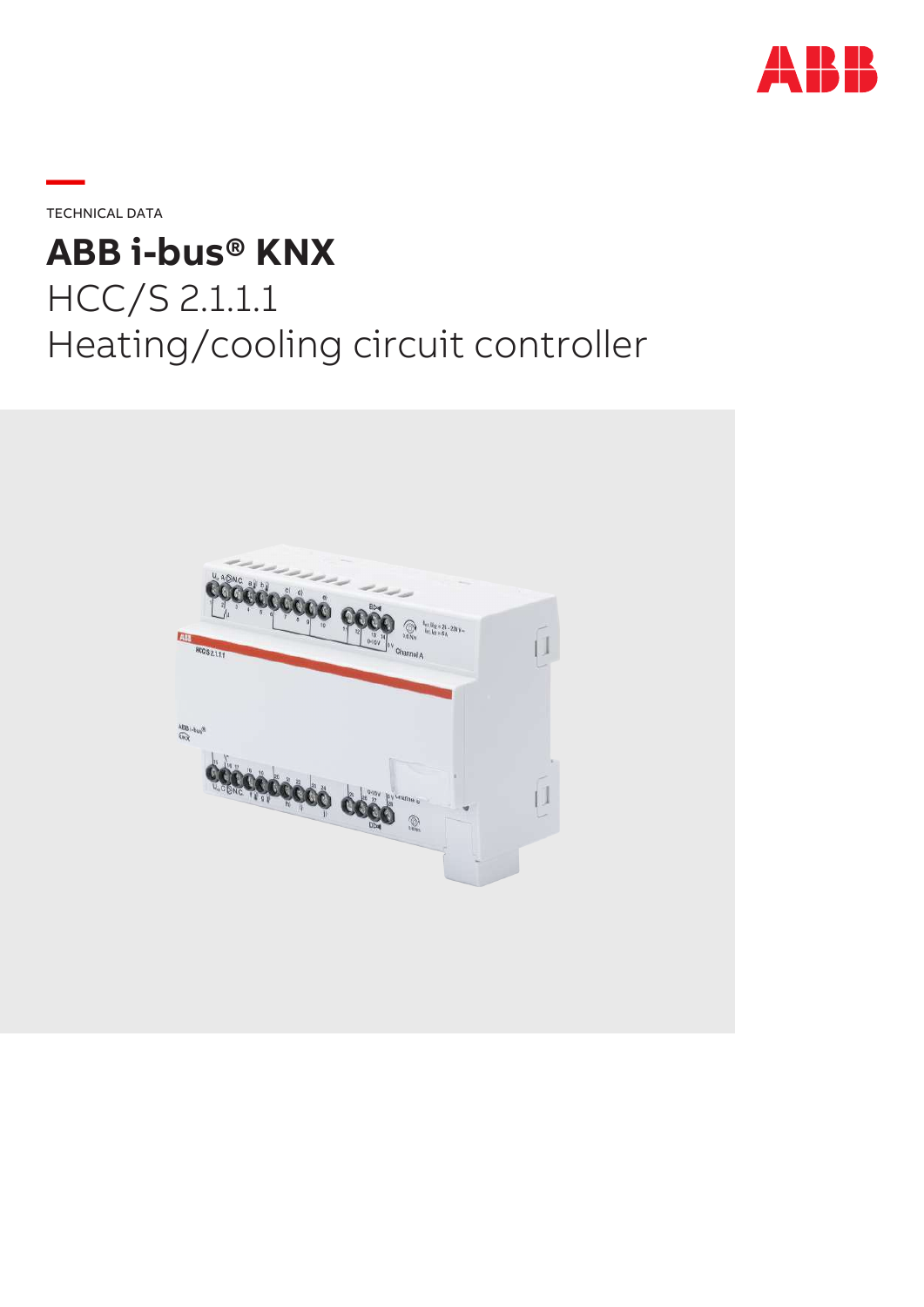TECHNICAL DATA

# ABB i-bus® KNX

HCC/S 2.1.1.1

Heating/cooling circuit controller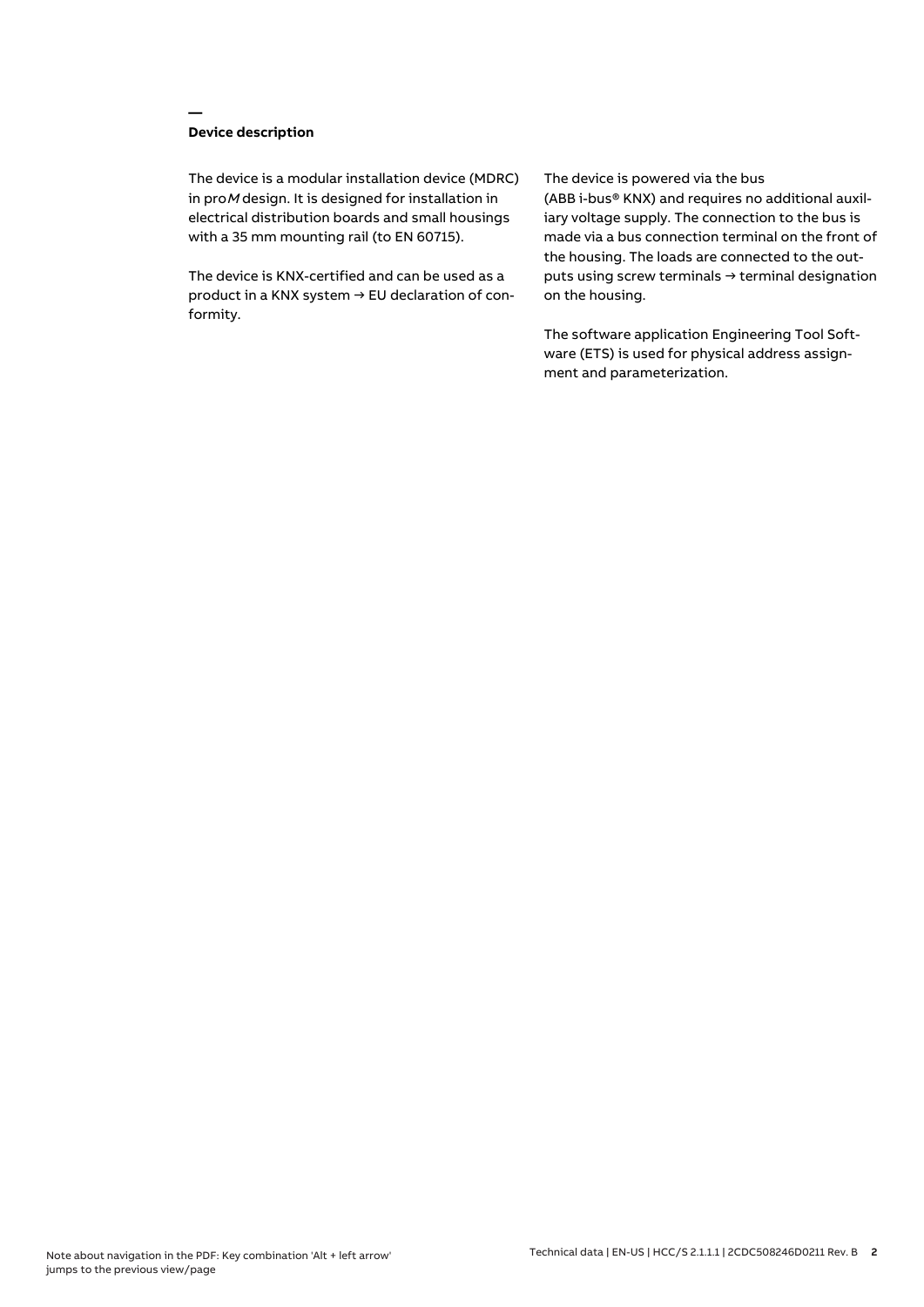## Device description

The device is a modular installation device (MDRC) in pro*M* design. It is designed for installation in electrical distribution boards and small housings with a 35 mm mounting rail (to EN 60715).

The device is KNX-certified and can be used as a product in a KNX system → EU declaration of conformity.

The device is powered via the bus (ABB i-bus® KNX) and requires no additional auxiliary voltage supply. The connection to the bus is made via a bus connection terminal on the front of the housing. The loads are connected to the outputs using screw terminals → terminal designation on the housing.

The software application Engineering Tool Software (ETS) is used for physical address assignment and parameterization.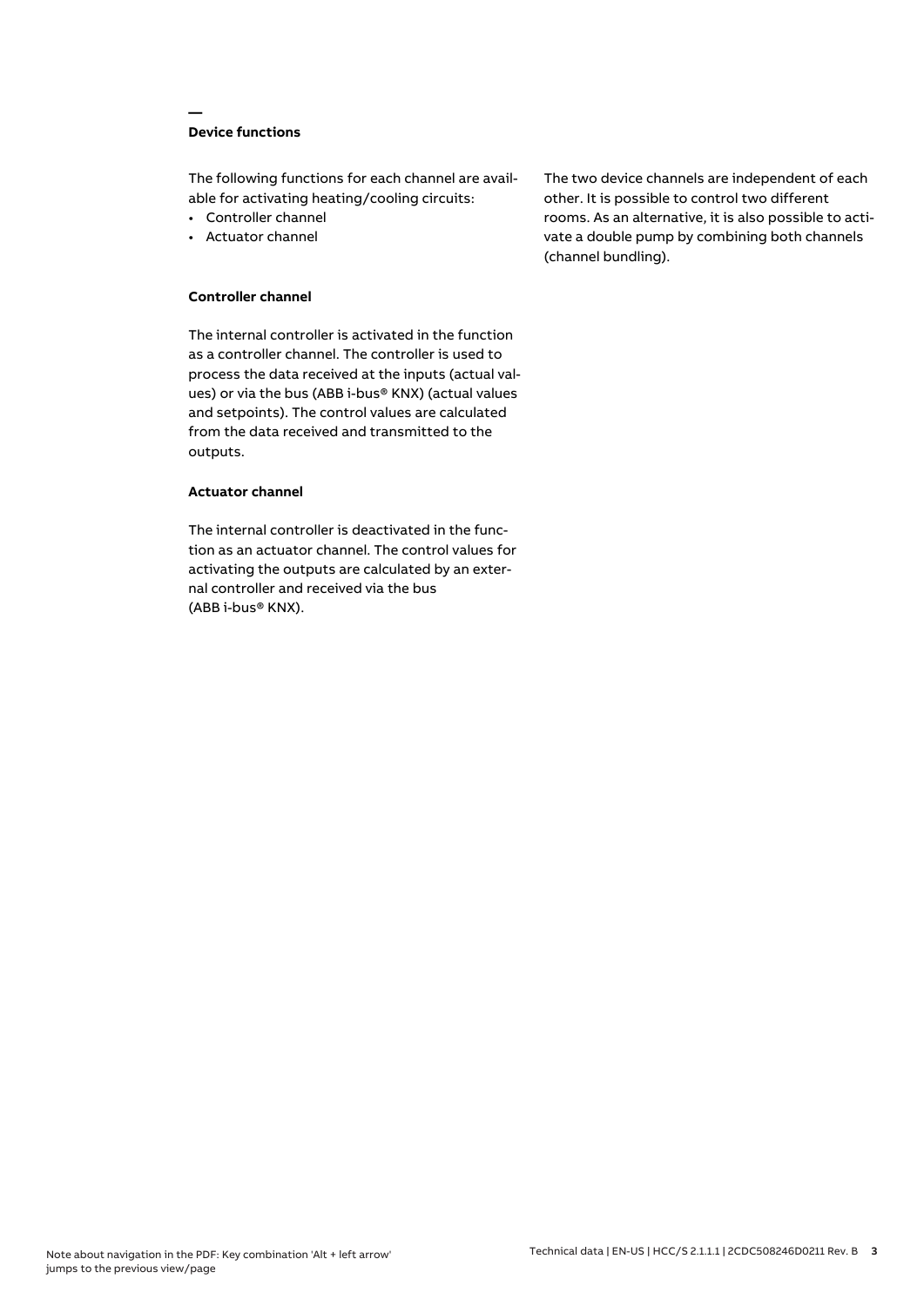## Device functions

The following functions for each channel are available for activating heating/cooling circuits:

- Controller channel
- Actuator channel

### Controller channel

The internal controller is activated in the function as a controller channel. The controller is used to process the data received at the inputs (actual values) or via the bus (ABB i-bus® KNX) (actual values and setpoints). The control values are calculated from the data received and transmitted to the outputs.

### Actuator channel

The internal controller is deactivated in the function as an actuator channel. The control values for activating the outputs are calculated by an external controller and received via the bus (ABB i-bus® KNX).

The two device channels are independent of each other. It is possible to control two different rooms. As an alternative, it is also possible to activate a double pump by combining both channels (channel bundling).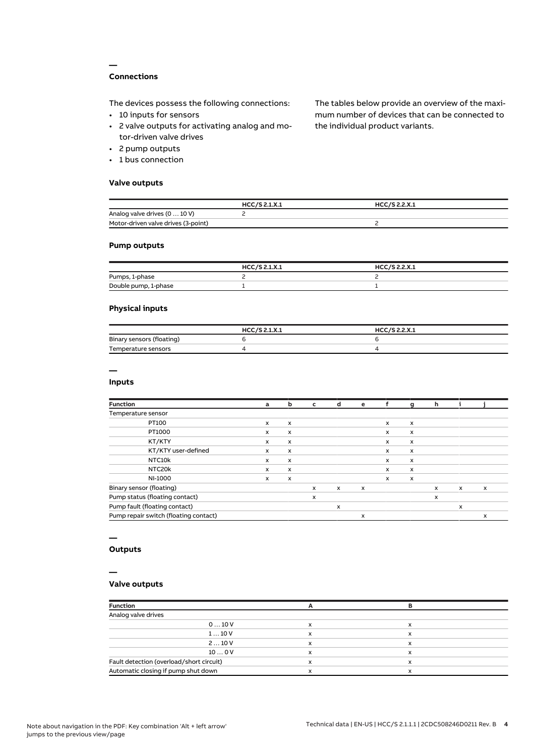## Connections

The devices possess the following connections:

- 10 inputs for sensors
- 2 valve outputs for activating analog and motor-driven valve drives
- 2 pump outputs
- 1 bus connection

The tables below provide an overview of the maximum number of devices that can be connected to the individual product variants.

### Valve outputs

| | HCC/S 2.1.X.1 | HCC/S 2.2.X.1 |
|---|---|---|
| Analog valve drives (0 … 10 V) | 2 | |
| Motor-driven valve drives (3-point) | | 2 |

### Pump outputs

| | HCC/S 2.1.X.1 | HCC/S 2.2.X.1 |
|---|---|---|
| Pumps, 1-phase | 2 | 2 |
| Double pump, 1-phase | 1 | 1 |

### Physical inputs

| | HCC/S 2.1.X.1 | HCC/S 2.2.X.1 |
|---|---|---|
| Binary sensors (floating) | 6 | 6 |
| Temperature sensors | 4 | 4 |

## Inputs

| Function | a | b | c | d | e | f | g | h | i | j |
|---|---|---|---|---|---|---|---|---|---|---|
| Temperature sensor | | | | | | | | | | |
| PT100 | x | x | | | | x | x | | | |
| PT1000 | x | x | | | | x | x | | | |
| KT/KTY | x | x | | | | x | x | | | |
| KT/KTY user-defined | x | x | | | | x | x | | | |
| NTC10k | x | x | | | | x | x | | | |
| NTC20k | x | x | | | | x | x | | | |
| NI-1000 | x | x | | | | x | x | | | |
| Binary sensor (floating) | | | x | x | x | | | x | x | x |
| Pump status (floating contact) | | | x | | | | | x | | |
| Pump fault (floating contact) | | | | x | | | | | x | |
| Pump repair switch (floating contact) | | | | | x | | | | | x |

## Outputs

## Valve outputs

| Function | A | B |
|---|---|---|
| Analog valve drives | | |
| 0 … 10 V | x | x |
| 1 … 10 V | x | x |
| 2 … 10 V | x | x |
| 10 … 0 V | x | x |
| Fault detection (overload/short circuit) | x | x |
| Automatic closing if pump shut down | x | x |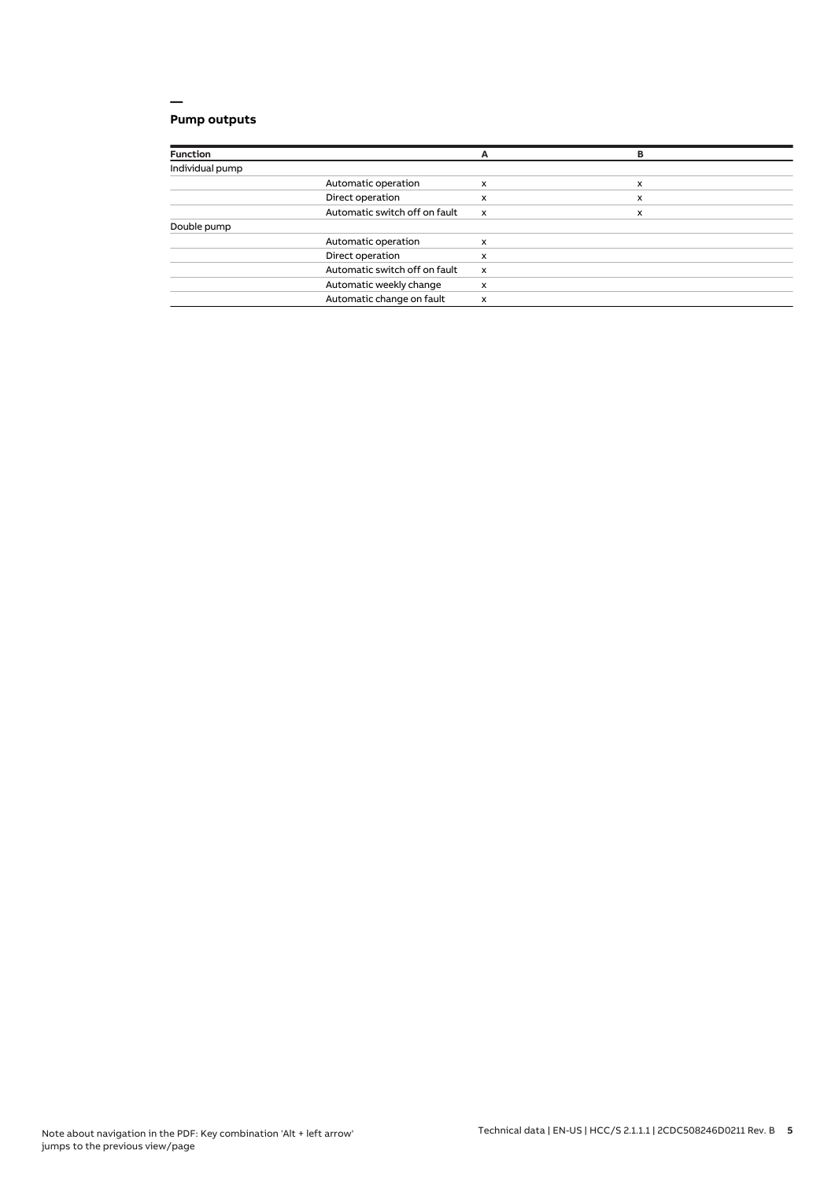## Pump outputs

| Function | | A | B |
|---|---|---|---|
| Individual pump | | | |
| | Automatic operation | x | x |
| | Direct operation | x | x |
| | Automatic switch off on fault | x | x |
| Double pump | | | |
| | Automatic operation | x | |
| | Direct operation | x | |
| | Automatic switch off on fault | x | |
| | Automatic weekly change | x | |
| | Automatic change on fault | x | |

Note about navigation in the PDF: Key combination 'Alt + left arrow' jumps to the previous view/page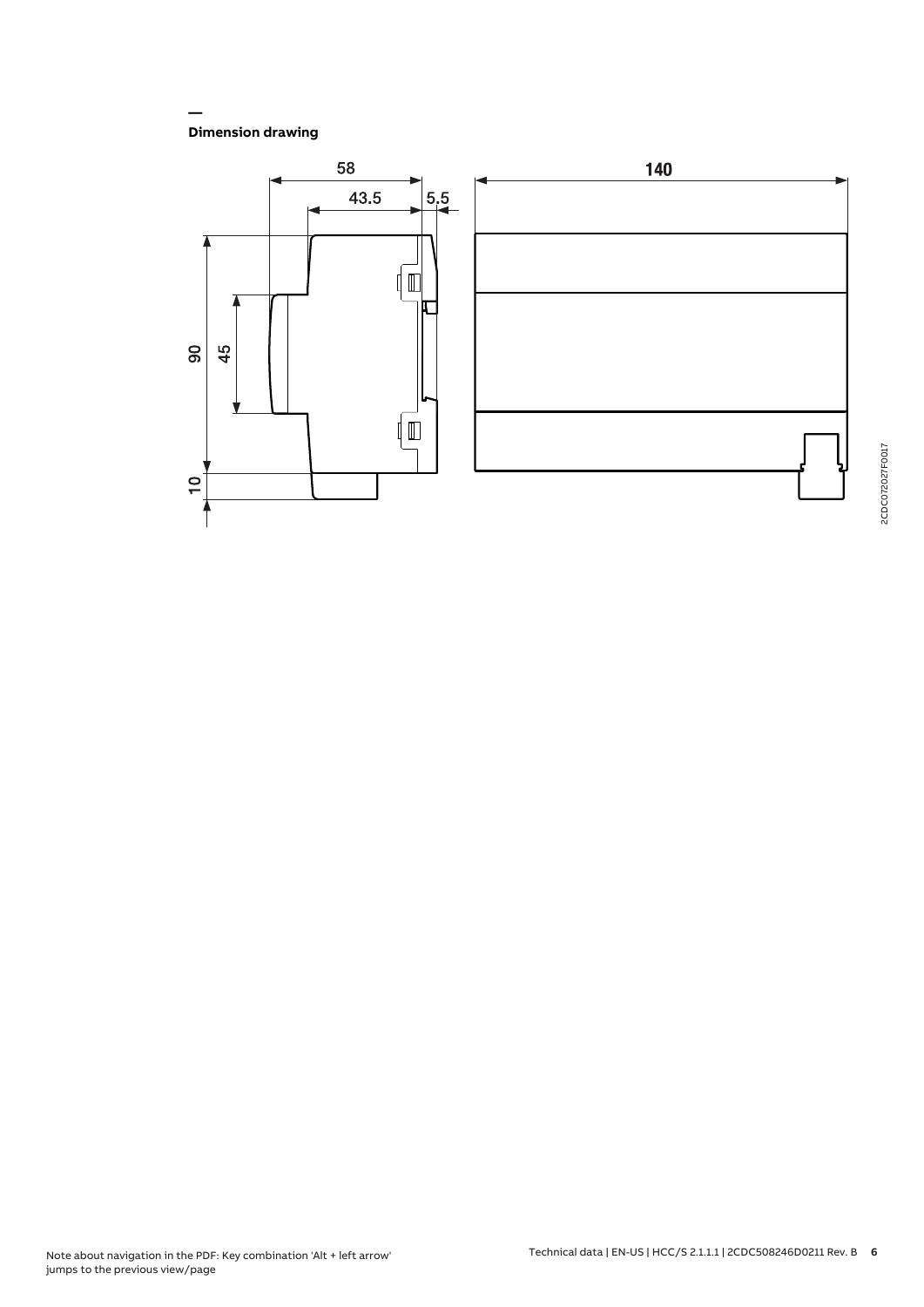## Dimension drawing

58

43.5

5.5

140

90

45

10

2CDC072027F0017

Note about navigation in the PDF: Key combination 'Alt + left arrow' jumps to the previous view/page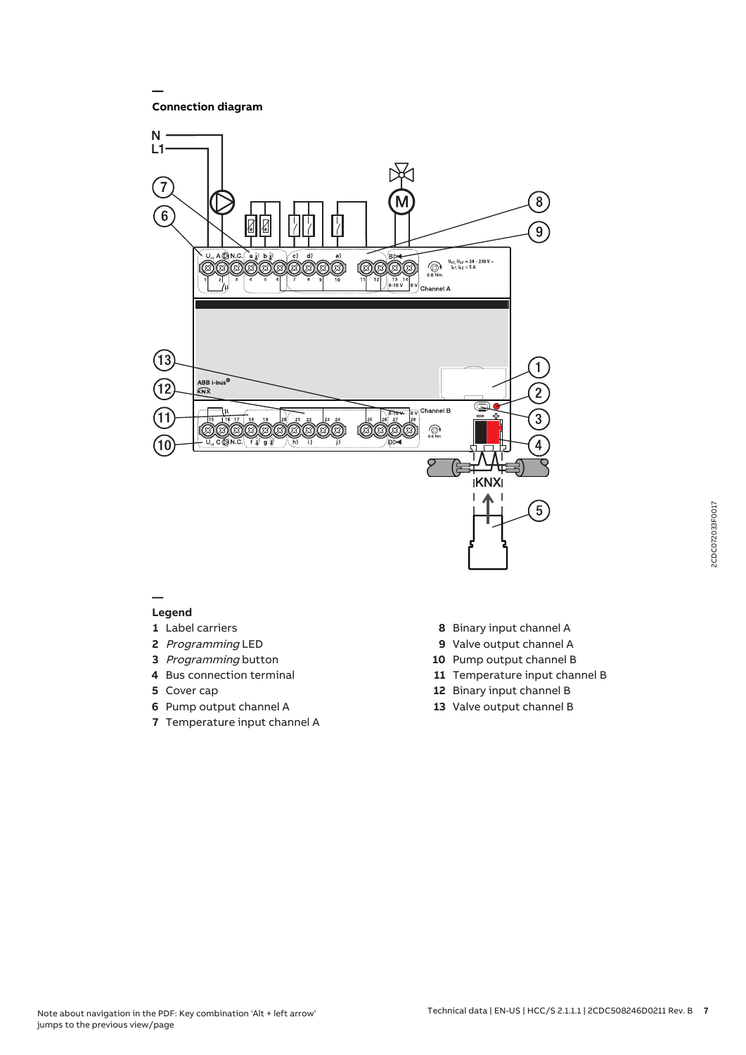## Connection diagram

## Legend

**1** Label carriers

**2** *Programming* LED

**3** *Programming* button

**4** Bus connection terminal

**5** Cover cap

**6** Pump output channel A

**7** Temperature input channel A

**8** Binary input channel A

**9** Valve output channel A

**10** Pump output channel B

**11** Temperature input channel B

**12** Binary input channel B

**13** Valve output channel B

Note about navigation in the PDF: Key combination 'Alt + left arrow' jumps to the previous view/page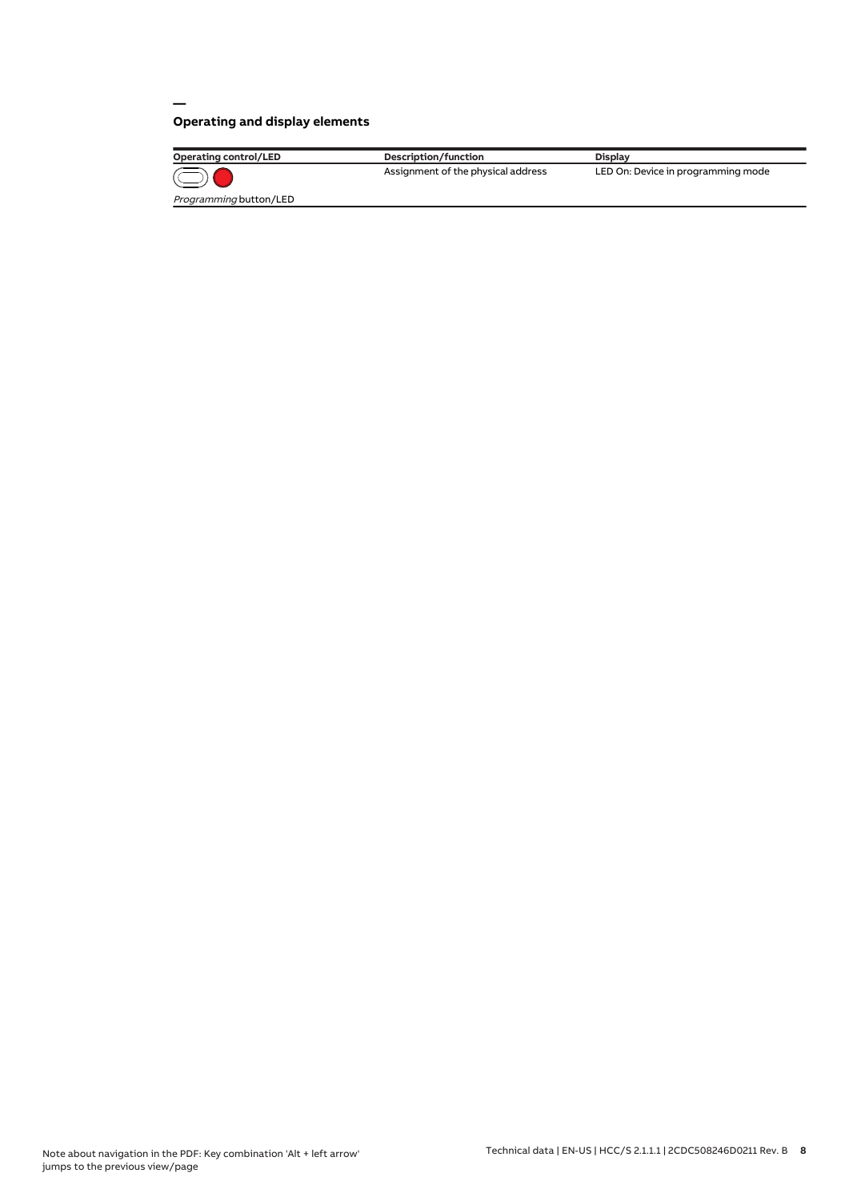## Operating and display elements

| Operating control/LED | Description/function | Display |
| --- | --- | --- |
| *Programming* button/LED | Assignment of the physical address | LED On: Device in programming mode |

Note about navigation in the PDF: Key combination 'Alt + left arrow' jumps to the previous view/page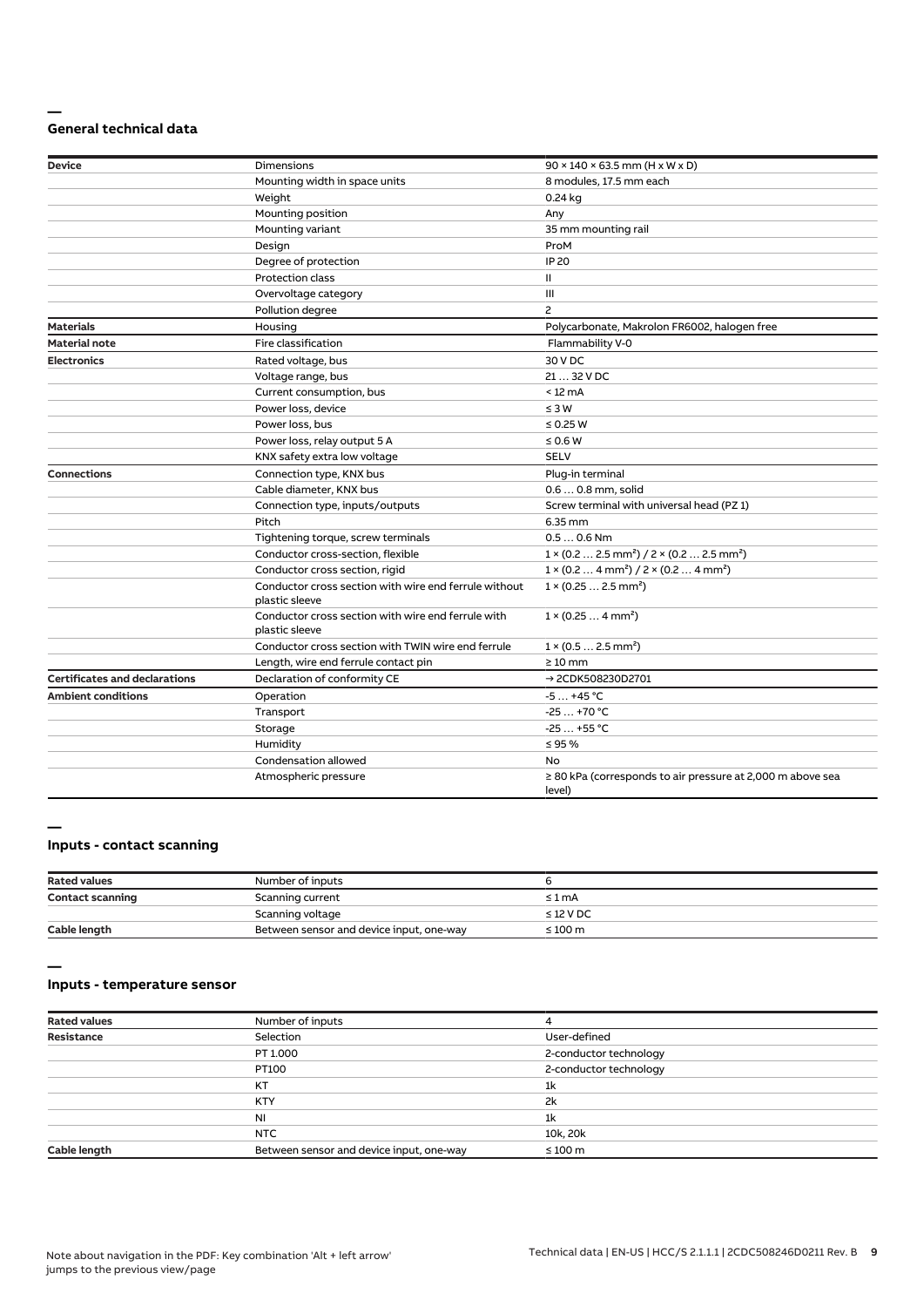## General technical data

| | | |
|---|---|---|
| **Device** | Dimensions | 90 × 140 × 63.5 mm (H x W x D) |
| | Mounting width in space units | 8 modules, 17.5 mm each |
| | Weight | 0.24 kg |
| | Mounting position | Any |
| | Mounting variant | 35 mm mounting rail |
| | Design | ProM |
| | Degree of protection | IP 20 |
| | Protection class | II |
| | Overvoltage category | III |
| | Pollution degree | 2 |
| **Materials** | Housing | Polycarbonate, Makrolon FR6002, halogen free |
| **Material note** | Fire classification | Flammability V-0 |
| **Electronics** | Rated voltage, bus | 30 V DC |
| | Voltage range, bus | 21 … 32 V DC |
| | Current consumption, bus | < 12 mA |
| | Power loss, device | ≤ 3 W |
| | Power loss, bus | ≤ 0.25 W |
| | Power loss, relay output 5 A | ≤ 0.6 W |
| | KNX safety extra low voltage | SELV |
| **Connections** | Connection type, KNX bus | Plug-in terminal |
| | Cable diameter, KNX bus | 0.6 … 0.8 mm, solid |
| | Connection type, inputs/outputs | Screw terminal with universal head (PZ 1) |
| | Pitch | 6.35 mm |
| | Tightening torque, screw terminals | 0.5 … 0.6 Nm |
| | Conductor cross-section, flexible | 1 × (0.2 … 2.5 mm²) / 2 × (0.2 … 2.5 mm²) |
| | Conductor cross section, rigid | 1 × (0.2 … 4 mm²) / 2 × (0.2 … 4 mm²) |
| | Conductor cross section with wire end ferrule without plastic sleeve | 1 × (0.25 … 2.5 mm²) |
| | Conductor cross section with wire end ferrule with plastic sleeve | 1 × (0.25 … 4 mm²) |
| | Conductor cross section with TWIN wire end ferrule | 1 × (0.5 … 2.5 mm²) |
| | Length, wire end ferrule contact pin | ≥ 10 mm |
| **Certificates and declarations** | Declaration of conformity CE | → 2CDK508230D2701 |
| **Ambient conditions** | Operation | -5 … +45 °C |
| | Transport | -25 … +70 °C |
| | Storage | -25 … +55 °C |
| | Humidity | ≤ 95 % |
| | Condensation allowed | No |
| | Atmospheric pressure | ≥ 80 kPa (corresponds to air pressure at 2,000 m above sea level) |

## Inputs - contact scanning

| | | |
|---|---|---|
| **Rated values** | Number of inputs | 6 |
| **Contact scanning** | Scanning current | ≤ 1 mA |
| | Scanning voltage | ≤ 12 V DC |
| **Cable length** | Between sensor and device input, one-way | ≤ 100 m |

## Inputs - temperature sensor

| | | |
|---|---|---|
| **Rated values** | Number of inputs | 4 |
| **Resistance** | Selection | User-defined |
| | PT 1.000 | 2-conductor technology |
| | PT100 | 2-conductor technology |
| | KT | 1k |
| | KTY | 2k |
| | NI | 1k |
| | NTC | 10k, 20k |
| **Cable length** | Between sensor and device input, one-way | ≤ 100 m |

Note about navigation in the PDF: Key combination 'Alt + left arrow' jumps to the previous view/page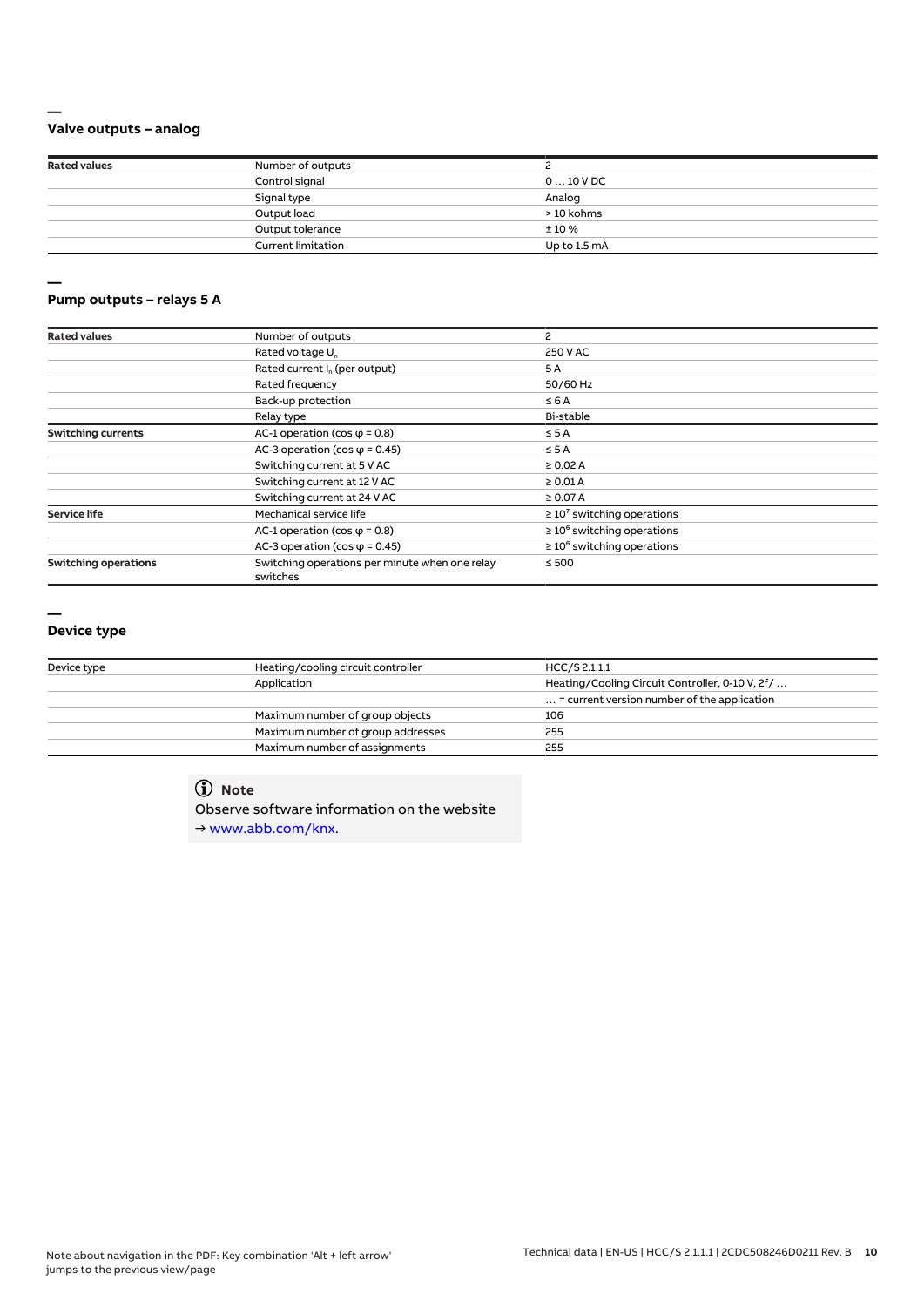## Valve outputs – analog

| Rated values | Number of outputs | 2 |
|---|---|---|
| | Control signal | 0 … 10 V DC |
| | Signal type | Analog |
| | Output load | > 10 kohms |
| | Output tolerance | ± 10 % |
| | Current limitation | Up to 1.5 mA |

## Pump outputs – relays 5 A

| Rated values | Number of outputs | 2 |
|---|---|---|
| | Rated voltage $U_n$ | 250 V AC |
| | Rated current $I_n$ (per output) | 5 A |
| | Rated frequency | 50/60 Hz |
| | Back-up protection | ≤ 6 A |
| | Relay type | Bi-stable |
| **Switching currents** | AC-1 operation (cos φ = 0.8) | ≤ 5 A |
| | AC-3 operation (cos φ = 0.45) | ≤ 5 A |
| | Switching current at 5 V AC | ≥ 0.02 A |
| | Switching current at 12 V AC | ≥ 0.01 A |
| | Switching current at 24 V AC | ≥ 0.07 A |
| **Service life** | Mechanical service life | ≥ $10^7$ switching operations |
| | AC-1 operation (cos φ = 0.8) | ≥ $10^6$ switching operations |
| | AC-3 operation (cos φ = 0.45) | ≥ $10^6$ switching operations |
| **Switching operations** | Switching operations per minute when one relay switches | ≤ 500 |

## Device type

| Device type | Heating/cooling circuit controller | HCC/S 2.1.1.1 |
|---|---|---|
| | Application | Heating/Cooling Circuit Controller, 0-10 V, 2f/ … |
| | | … = current version number of the application |
| | Maximum number of group objects | 106 |
| | Maximum number of group addresses | 255 |
| | Maximum number of assignments | 255 |

**Note**

Observe software information on the website
→ www.abb.com/knx.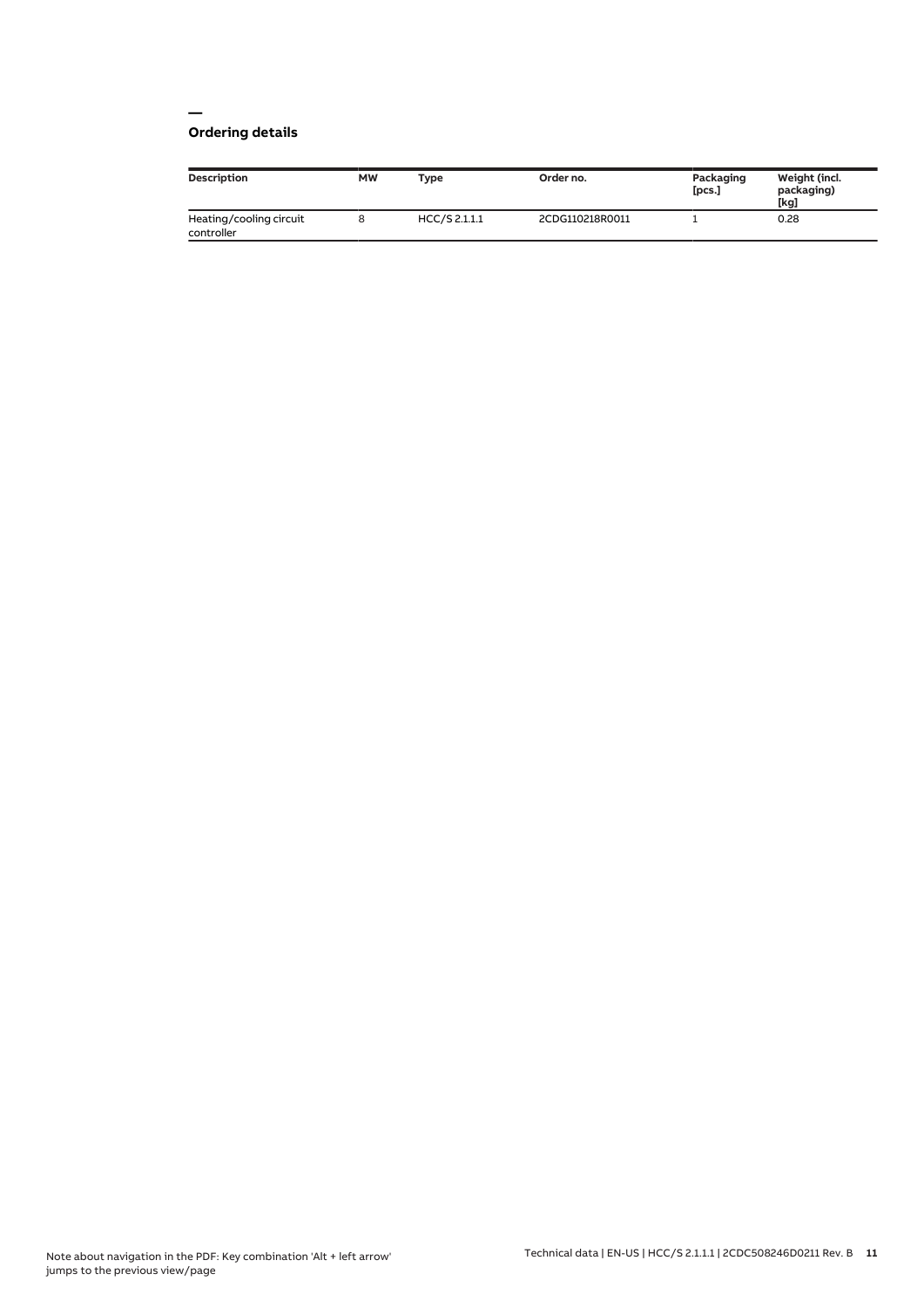## Ordering details

| Description | MW | Type | Order no. | Packaging [pcs.] | Weight (incl. packaging) [kg] |
| --- | --- | --- | --- | --- | --- |
| Heating/cooling circuit controller | 8 | HCC/S 2.1.1.1 | 2CDG110218R0011 | 1 | 0.28 |

Note about navigation in the PDF: Key combination 'Alt + left arrow' jumps to the previous view/page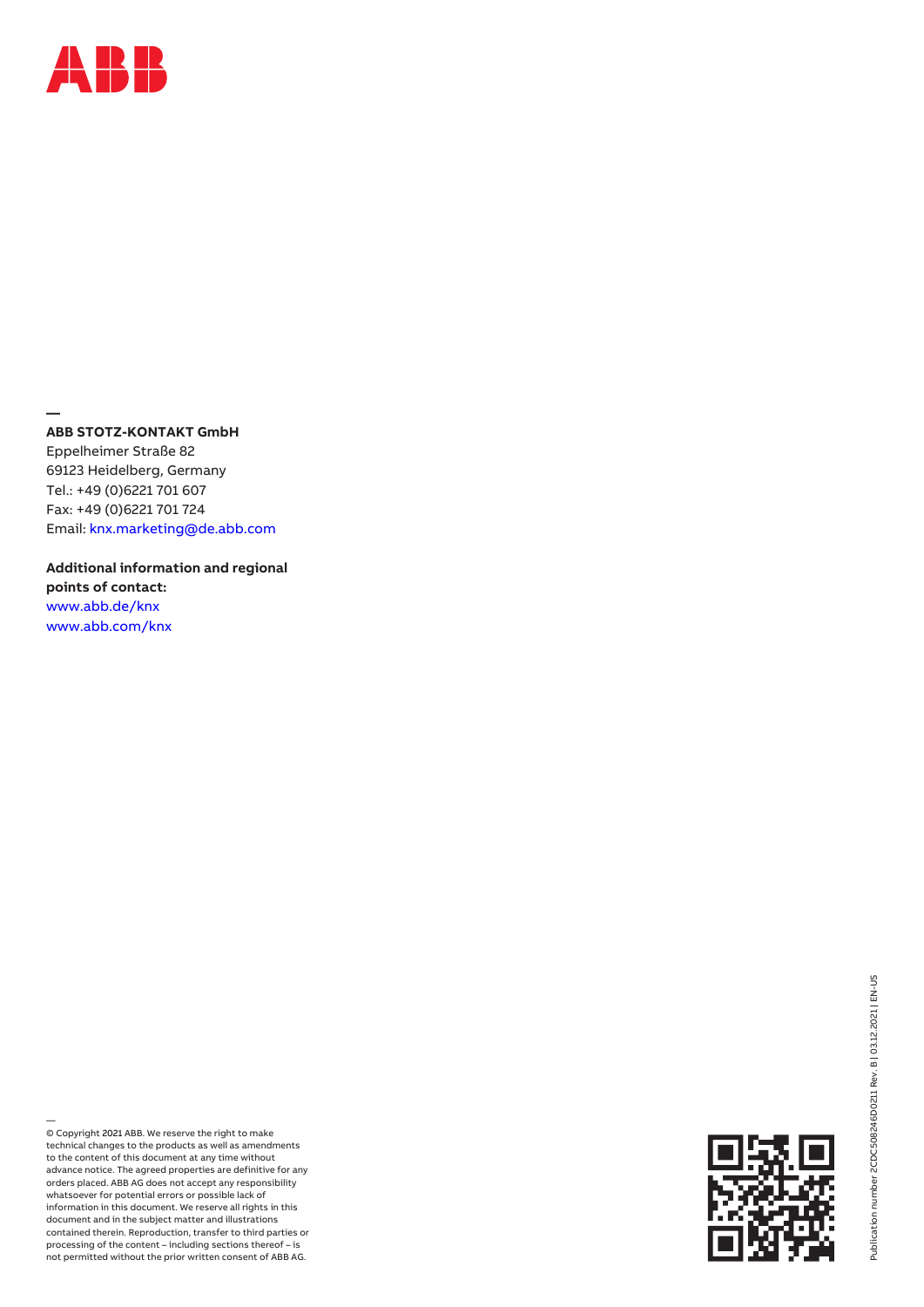—
**ABB STOTZ-KONTAKT GmbH**
Eppelheimer Straße 82
69123 Heidelberg, Germany
Tel.: +49 (0)6221 701 607
Fax: +49 (0)6221 701 724
Email: knx.marketing@de.abb.com

**Additional information and regional points of contact:**
www.abb.de/knx
www.abb.com/knx

—
© Copyright 2021 ABB. We reserve the right to make technical changes to the products as well as amendments to the content of this document at any time without advance notice. The agreed properties are definitive for any orders placed. ABB AG does not accept any responsibility whatsoever for potential errors or possible lack of information in this document. We reserve all rights in this document and in the subject matter and illustrations contained therein. Reproduction, transfer to third parties or processing of the content – including sections thereof – is not permitted without the prior written consent of ABB AG.

Publication number 2CDC508246D0211 Rev. B | 03.12.2021 | EN-US